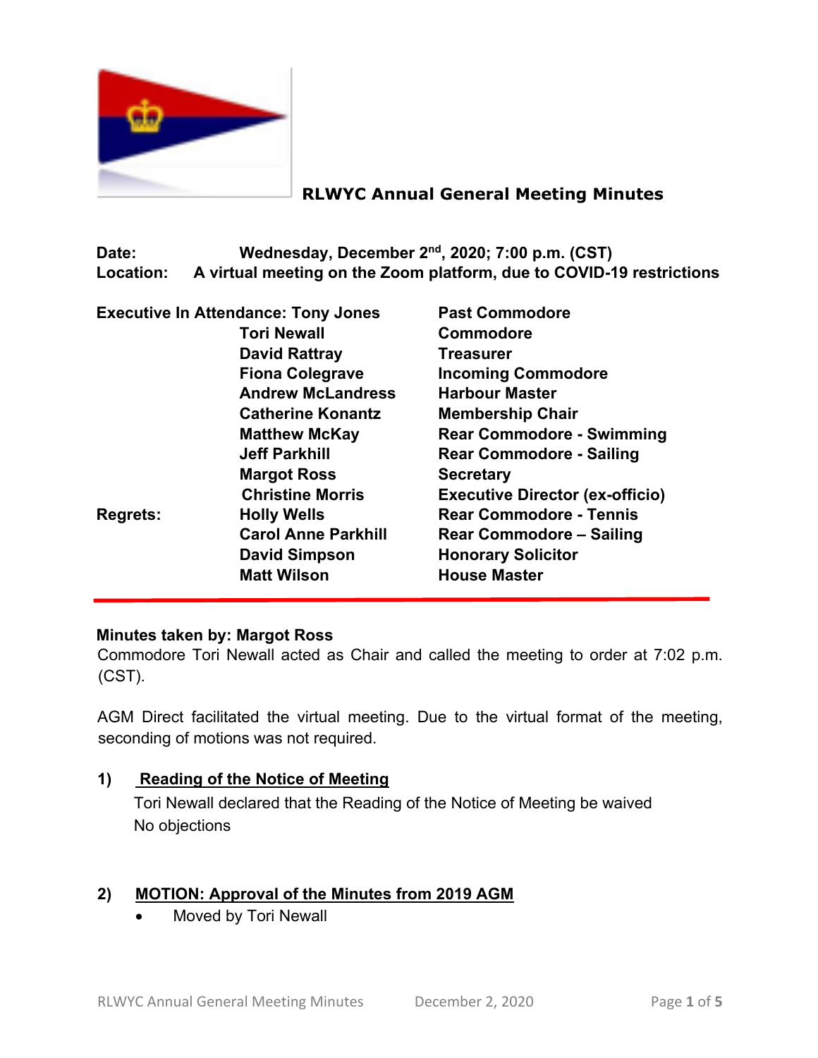# RLWYC Annual General Meeting Minutes

**Date:** Wednesday, December 2nd, 2020; 7:00 p.m. (CST)
**Location:** A virtual meeting on the Zoom platform, due to COVID-19 restrictions

| | | |
|---|---|---|
| **Executive In Attendance:** | **Tony Jones** | **Past Commodore** |
| | **Tori Newall** | **Commodore** |
| | **David Rattray** | **Treasurer** |
| | **Fiona Colegrave** | **Incoming Commodore** |
| | **Andrew McLandress** | **Harbour Master** |
| | **Catherine Konantz** | **Membership Chair** |
| | **Matthew McKay** | **Rear Commodore - Swimming** |
| | **Jeff Parkhill** | **Rear Commodore - Sailing** |
| | **Margot Ross** | **Secretary** |
| | **Christine Morris** | **Executive Director (ex-officio)** |
| **Regrets:** | **Holly Wells** | **Rear Commodore - Tennis** |
| | **Carol Anne Parkhill** | **Rear Commodore – Sailing** |
| | **David Simpson** | **Honorary Solicitor** |
| | **Matt Wilson** | **House Master** |

---

**Minutes taken by: Margot Ross**

Commodore Tori Newall acted as Chair and called the meeting to order at 7:02 p.m. (CST).

AGM Direct facilitated the virtual meeting. Due to the virtual format of the meeting, seconding of motions was not required.

## 1) Reading of the Notice of Meeting

Tori Newall declared that the Reading of the Notice of Meeting be waived
No objections

## 2) MOTION: Approval of the Minutes from 2019 AGM

- Moved by Tori Newall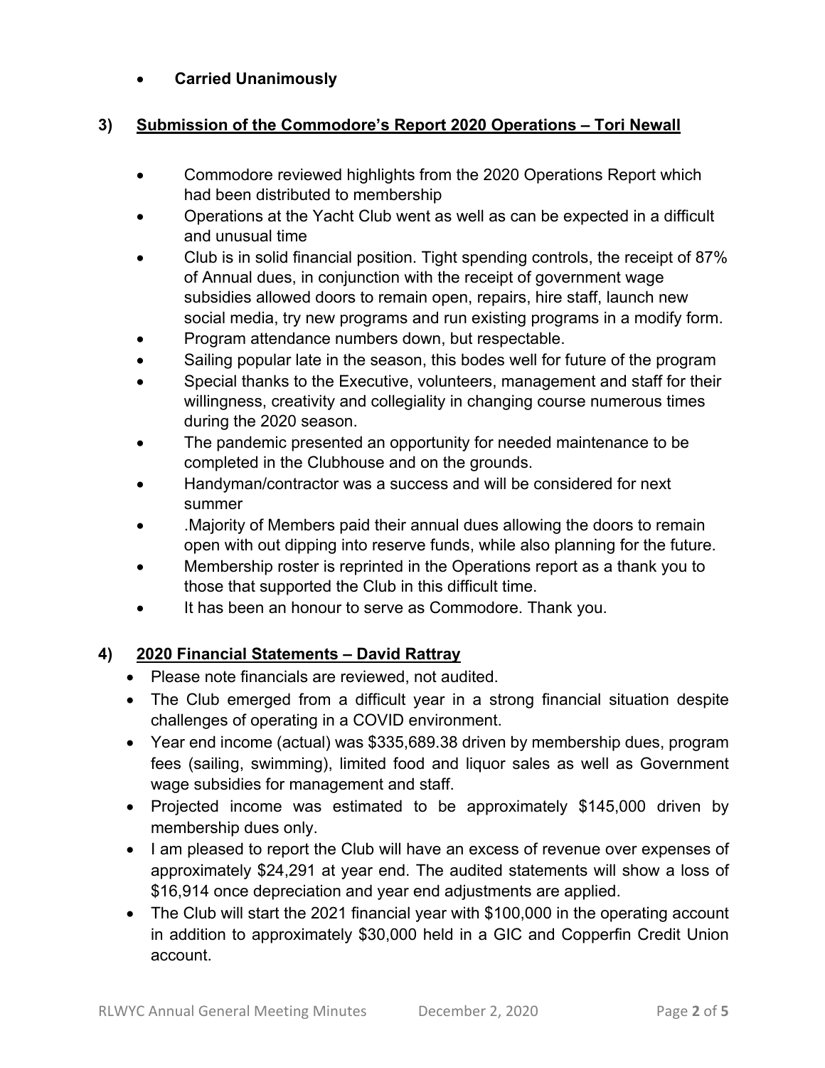- **Carried Unanimously**

## 3) Submission of the Commodore's Report 2020 Operations – Tori Newall

- Commodore reviewed highlights from the 2020 Operations Report which had been distributed to membership
- Operations at the Yacht Club went as well as can be expected in a difficult and unusual time
- Club is in solid financial position. Tight spending controls, the receipt of 87% of Annual dues, in conjunction with the receipt of government wage subsidies allowed doors to remain open, repairs, hire staff, launch new social media, try new programs and run existing programs in a modify form.
- Program attendance numbers down, but respectable.
- Sailing popular late in the season, this bodes well for future of the program
- Special thanks to the Executive, volunteers, management and staff for their willingness, creativity and collegiality in changing course numerous times during the 2020 season.
- The pandemic presented an opportunity for needed maintenance to be completed in the Clubhouse and on the grounds.
- Handyman/contractor was a success and will be considered for next summer
- .Majority of Members paid their annual dues allowing the doors to remain open with out dipping into reserve funds, while also planning for the future.
- Membership roster is reprinted in the Operations report as a thank you to those that supported the Club in this difficult time.
- It has been an honour to serve as Commodore. Thank you.

## 4) 2020 Financial Statements – David Rattray

- Please note financials are reviewed, not audited.
- The Club emerged from a difficult year in a strong financial situation despite challenges of operating in a COVID environment.
- Year end income (actual) was $335,689.38 driven by membership dues, program fees (sailing, swimming), limited food and liquor sales as well as Government wage subsidies for management and staff.
- Projected income was estimated to be approximately $145,000 driven by membership dues only.
- I am pleased to report the Club will have an excess of revenue over expenses of approximately $24,291 at year end. The audited statements will show a loss of $16,914 once depreciation and year end adjustments are applied.
- The Club will start the 2021 financial year with $100,000 in the operating account in addition to approximately $30,000 held in a GIC and Copperfin Credit Union account.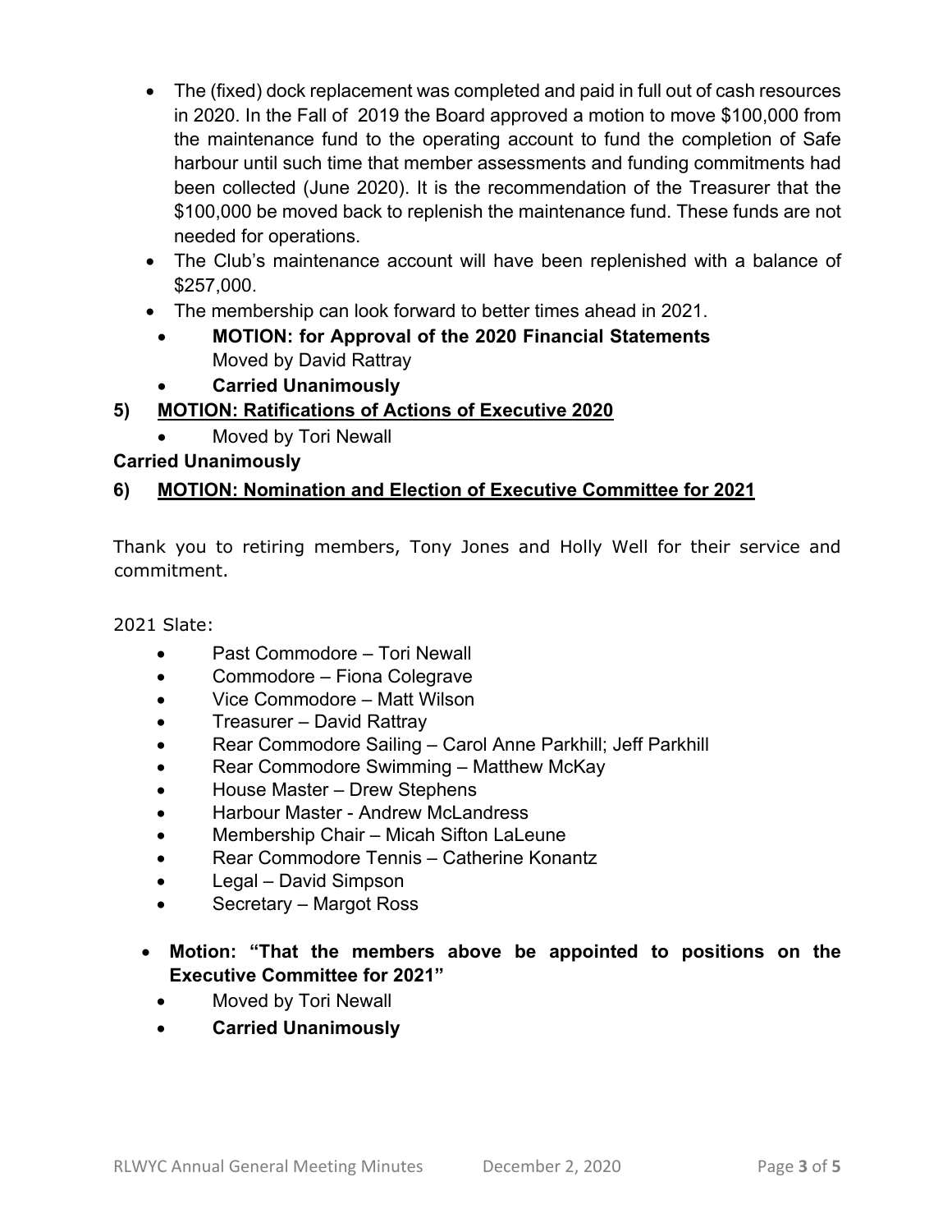- The (fixed) dock replacement was completed and paid in full out of cash resources in 2020. In the Fall of 2019 the Board approved a motion to move $100,000 from the maintenance fund to the operating account to fund the completion of Safe harbour until such time that member assessments and funding commitments had been collected (June 2020). It is the recommendation of the Treasurer that the $100,000 be moved back to replenish the maintenance fund. These funds are not needed for operations.
- The Club's maintenance account will have been replenished with a balance of $257,000.
- The membership can look forward to better times ahead in 2021.
  - **MOTION: for Approval of the 2020 Financial Statements** Moved by David Rattray
  - **Carried Unanimously**

**5) <u>MOTION: Ratifications of Actions of Executive 2020</u>**

- Moved by Tori Newall

**Carried Unanimously**

**6) <u>MOTION: Nomination and Election of Executive Committee for 2021</u>**

Thank you to retiring members, Tony Jones and Holly Well for their service and commitment.

2021 Slate:

- Past Commodore – Tori Newall
- Commodore – Fiona Colegrave
- Vice Commodore – Matt Wilson
- Treasurer – David Rattray
- Rear Commodore Sailing – Carol Anne Parkhill; Jeff Parkhill
- Rear Commodore Swimming – Matthew McKay
- House Master – Drew Stephens
- Harbour Master - Andrew McLandress
- Membership Chair – Micah Sifton LaLeune
- Rear Commodore Tennis – Catherine Konantz
- Legal – David Simpson
- Secretary – Margot Ross

- **Motion: "That the members above be appointed to positions on the Executive Committee for 2021"**
  - Moved by Tori Newall
  - **Carried Unanimously**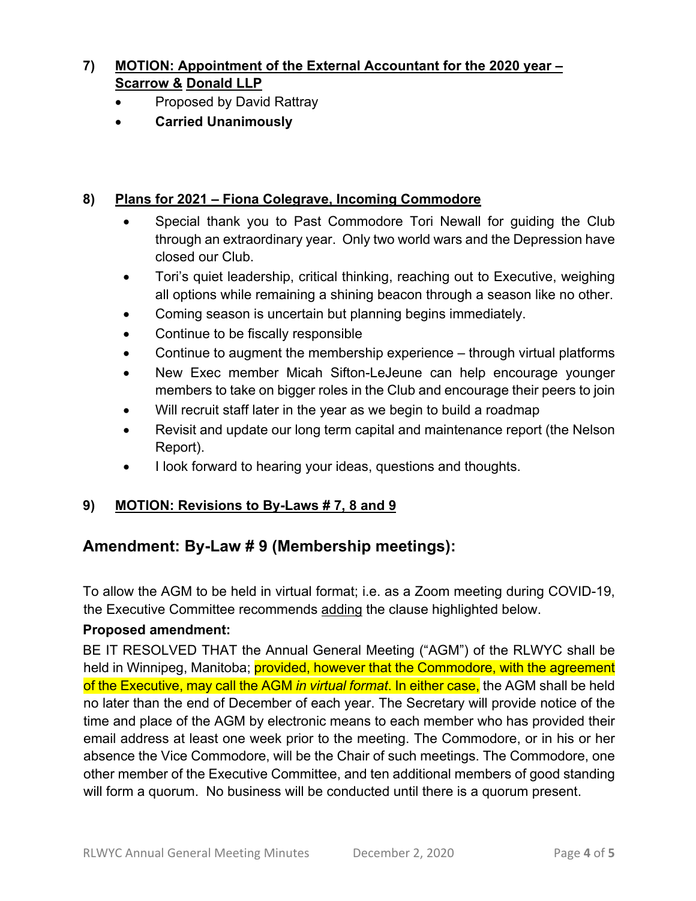**7) <u>MOTION: Appointment of the External Accountant for the 2020 year – Scarrow & Donald LLP</u>**

- Proposed by David Rattray
- **Carried Unanimously**

**8) <u>Plans for 2021 – Fiona Colegrave, Incoming Commodore</u>**

- Special thank you to Past Commodore Tori Newall for guiding the Club through an extraordinary year. Only two world wars and the Depression have closed our Club.
- Tori's quiet leadership, critical thinking, reaching out to Executive, weighing all options while remaining a shining beacon through a season like no other.
- Coming season is uncertain but planning begins immediately.
- Continue to be fiscally responsible
- Continue to augment the membership experience – through virtual platforms
- New Exec member Micah Sifton-LeJeune can help encourage younger members to take on bigger roles in the Club and encourage their peers to join
- Will recruit staff later in the year as we begin to build a roadmap
- Revisit and update our long term capital and maintenance report (the Nelson Report).
- I look forward to hearing your ideas, questions and thoughts.

**9) <u>MOTION: Revisions to By-Laws # 7, 8 and 9</u>**

## Amendment: By-Law # 9 (Membership meetings):

To allow the AGM to be held in virtual format; i.e. as a Zoom meeting during COVID-19, the Executive Committee recommends <u>adding</u> the clause highlighted below.

**Proposed amendment:**

BE IT RESOLVED THAT the Annual General Meeting ("AGM") of the RLWYC shall be held in Winnipeg, Manitoba; provided, however that the Commodore, with the agreement of the Executive, may call the AGM *in virtual format*. In either case, the AGM shall be held no later than the end of December of each year. The Secretary will provide notice of the time and place of the AGM by electronic means to each member who has provided their email address at least one week prior to the meeting. The Commodore, or in his or her absence the Vice Commodore, will be the Chair of such meetings. The Commodore, one other member of the Executive Committee, and ten additional members of good standing will form a quorum. No business will be conducted until there is a quorum present.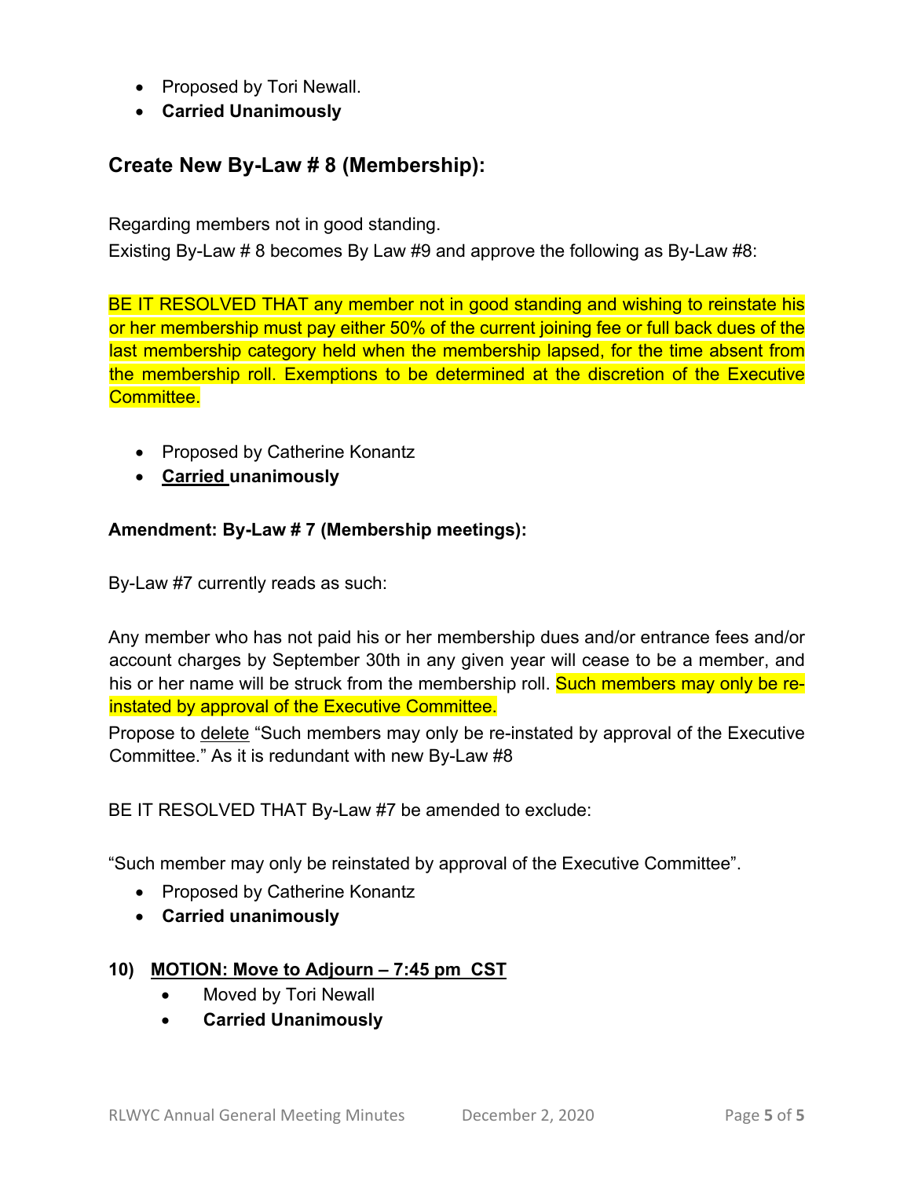- Proposed by Tori Newall.
- **Carried Unanimously**

## Create New By-Law # 8 (Membership):

Regarding members not in good standing.
Existing By-Law # 8 becomes By Law #9 and approve the following as By-Law #8:

BE IT RESOLVED THAT any member not in good standing and wishing to reinstate his or her membership must pay either 50% of the current joining fee or full back dues of the last membership category held when the membership lapsed, for the time absent from the membership roll. Exemptions to be determined at the discretion of the Executive Committee.

- Proposed by Catherine Konantz
- **Carried unanimously**

**Amendment: By-Law # 7 (Membership meetings):**

By-Law #7 currently reads as such:

Any member who has not paid his or her membership dues and/or entrance fees and/or account charges by September 30th in any given year will cease to be a member, and his or her name will be struck from the membership roll. Such members may only be re-instated by approval of the Executive Committee.
Propose to delete "Such members may only be re-instated by approval of the Executive Committee." As it is redundant with new By-Law #8

BE IT RESOLVED THAT By-Law #7 be amended to exclude:

"Such member may only be reinstated by approval of the Executive Committee".

- Proposed by Catherine Konantz
- **Carried unanimously**

**10) MOTION: Move to Adjourn – 7:45 pm CST**

- Moved by Tori Newall
- **Carried Unanimously**